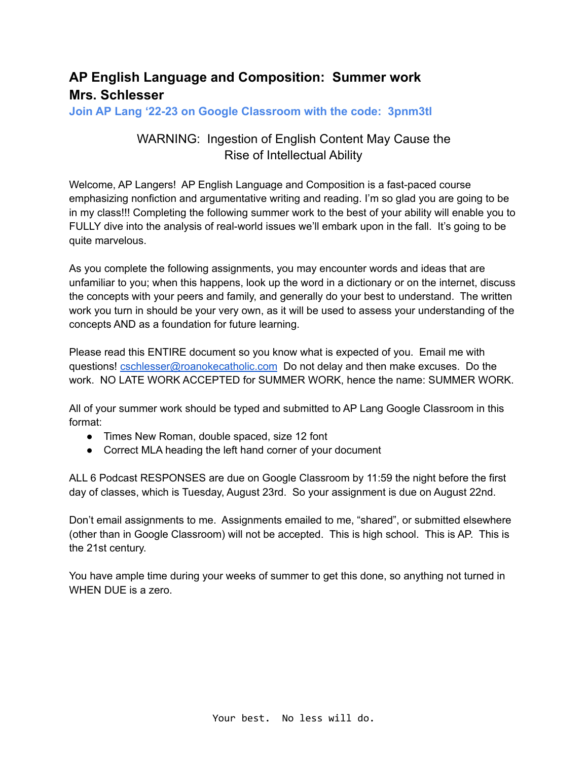# AP English Language and Composition: Summer work
# Mrs. Schlesser

**Join AP Lang '22-23 on Google Classroom with the code: 3pnm3tl**

WARNING: Ingestion of English Content May Cause the Rise of Intellectual Ability

Welcome, AP Langers! AP English Language and Composition is a fast-paced course emphasizing nonfiction and argumentative writing and reading. I'm so glad you are going to be in my class!!! Completing the following summer work to the best of your ability will enable you to FULLY dive into the analysis of real-world issues we'll embark upon in the fall. It's going to be quite marvelous.

As you complete the following assignments, you may encounter words and ideas that are unfamiliar to you; when this happens, look up the word in a dictionary or on the internet, discuss the concepts with your peers and family, and generally do your best to understand. The written work you turn in should be your very own, as it will be used to assess your understanding of the concepts AND as a foundation for future learning.

Please read this ENTIRE document so you know what is expected of you. Email me with questions! [cschlesser@roanokecatholic.com](mailto:cschlesser@roanokecatholic.com) Do not delay and then make excuses. Do the work. NO LATE WORK ACCEPTED for SUMMER WORK, hence the name: SUMMER WORK.

All of your summer work should be typed and submitted to AP Lang Google Classroom in this format:

- Times New Roman, double spaced, size 12 font
- Correct MLA heading the left hand corner of your document

ALL 6 Podcast RESPONSES are due on Google Classroom by 11:59 the night before the first day of classes, which is Tuesday, August 23rd. So your assignment is due on August 22nd.

Don't email assignments to me. Assignments emailed to me, "shared", or submitted elsewhere (other than in Google Classroom) will not be accepted. This is high school. This is AP. This is the 21st century.

You have ample time during your weeks of summer to get this done, so anything not turned in WHEN DUE is a zero.

Your best. No less will do.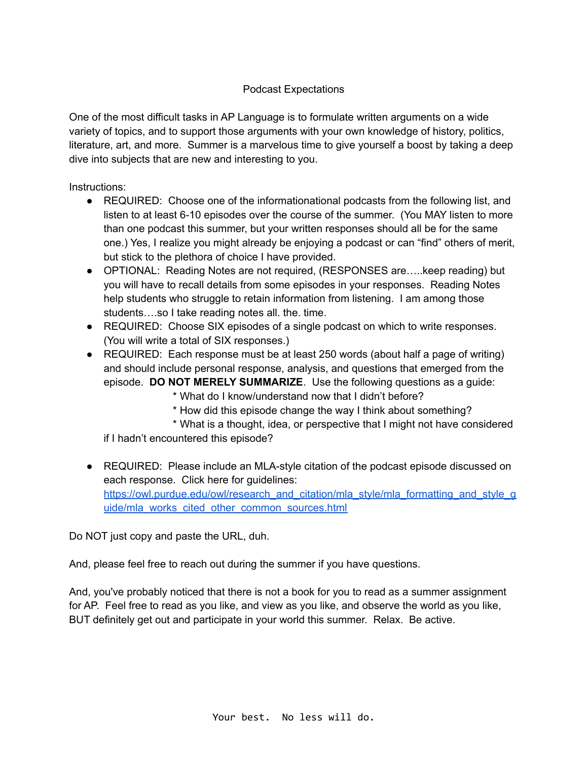# Podcast Expectations

One of the most difficult tasks in AP Language is to formulate written arguments on a wide variety of topics, and to support those arguments with your own knowledge of history, politics, literature, art, and more. Summer is a marvelous time to give yourself a boost by taking a deep dive into subjects that are new and interesting to you.

Instructions:

- REQUIRED: Choose one of the informationational podcasts from the following list, and listen to at least 6-10 episodes over the course of the summer. (You MAY listen to more than one podcast this summer, but your written responses should all be for the same one.) Yes, I realize you might already be enjoying a podcast or can "find" others of merit, but stick to the plethora of choice I have provided.
- OPTIONAL: Reading Notes are not required, (RESPONSES are…..keep reading) but you will have to recall details from some episodes in your responses. Reading Notes help students who struggle to retain information from listening. I am among those students….so I take reading notes all. the. time.
- REQUIRED: Choose SIX episodes of a single podcast on which to write responses. (You will write a total of SIX responses.)
- REQUIRED: Each response must be at least 250 words (about half a page of writing) and should include personal response, analysis, and questions that emerged from the episode. **DO NOT MERELY SUMMARIZE**. Use the following questions as a guide:
  - \* What do I know/understand now that I didn't before?
  - \* How did this episode change the way I think about something?
  - \* What is a thought, idea, or perspective that I might not have considered if I hadn't encountered this episode?
- REQUIRED: Please include an MLA-style citation of the podcast episode discussed on each response. Click here for guidelines: [https://owl.purdue.edu/owl/research_and_citation/mla_style/mla_formatting_and_style_guide/mla_works_cited_other_common_sources.html](https://owl.purdue.edu/owl/research_and_citation/mla_style/mla_formatting_and_style_guide/mla_works_cited_other_common_sources.html)

Do NOT just copy and paste the URL, duh.

And, please feel free to reach out during the summer if you have questions.

And, you've probably noticed that there is not a book for you to read as a summer assignment for AP. Feel free to read as you like, and view as you like, and observe the world as you like, BUT definitely get out and participate in your world this summer. Relax. Be active.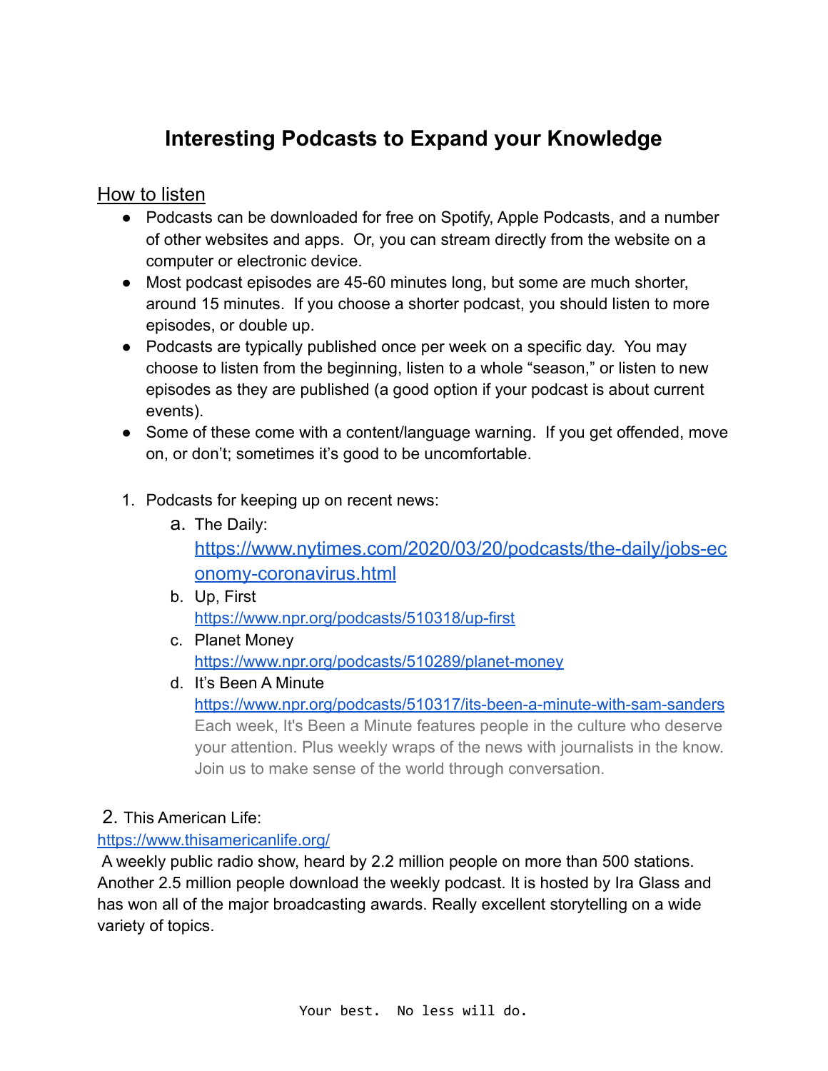# Interesting Podcasts to Expand your Knowledge

## How to listen

- Podcasts can be downloaded for free on Spotify, Apple Podcasts, and a number of other websites and apps. Or, you can stream directly from the website on a computer or electronic device.
- Most podcast episodes are 45-60 minutes long, but some are much shorter, around 15 minutes. If you choose a shorter podcast, you should listen to more episodes, or double up.
- Podcasts are typically published once per week on a specific day. You may choose to listen from the beginning, listen to a whole "season," or listen to new episodes as they are published (a good option if your podcast is about current events).
- Some of these come with a content/language warning. If you get offended, move on, or don't; sometimes it's good to be uncomfortable.

1. Podcasts for keeping up on recent news:
    a. The Daily: [https://www.nytimes.com/2020/03/20/podcasts/the-daily/jobs-economy-coronavirus.html](https://www.nytimes.com/2020/03/20/podcasts/the-daily/jobs-economy-coronavirus.html)
    b. Up, First [https://www.npr.org/podcasts/510318/up-first](https://www.npr.org/podcasts/510318/up-first)
    c. Planet Money [https://www.npr.org/podcasts/510289/planet-money](https://www.npr.org/podcasts/510289/planet-money)
    d. It's Been A Minute [https://www.npr.org/podcasts/510317/its-been-a-minute-with-sam-sanders](https://www.npr.org/podcasts/510317/its-been-a-minute-with-sam-sanders)
       Each week, It's Been a Minute features people in the culture who deserve your attention. Plus weekly wraps of the news with journalists in the know. Join us to make sense of the world through conversation.

2. This American Life:
[https://www.thisamericanlife.org/](https://www.thisamericanlife.org/)
A weekly public radio show, heard by 2.2 million people on more than 500 stations. Another 2.5 million people download the weekly podcast. It is hosted by Ira Glass and has won all of the major broadcasting awards. Really excellent storytelling on a wide variety of topics.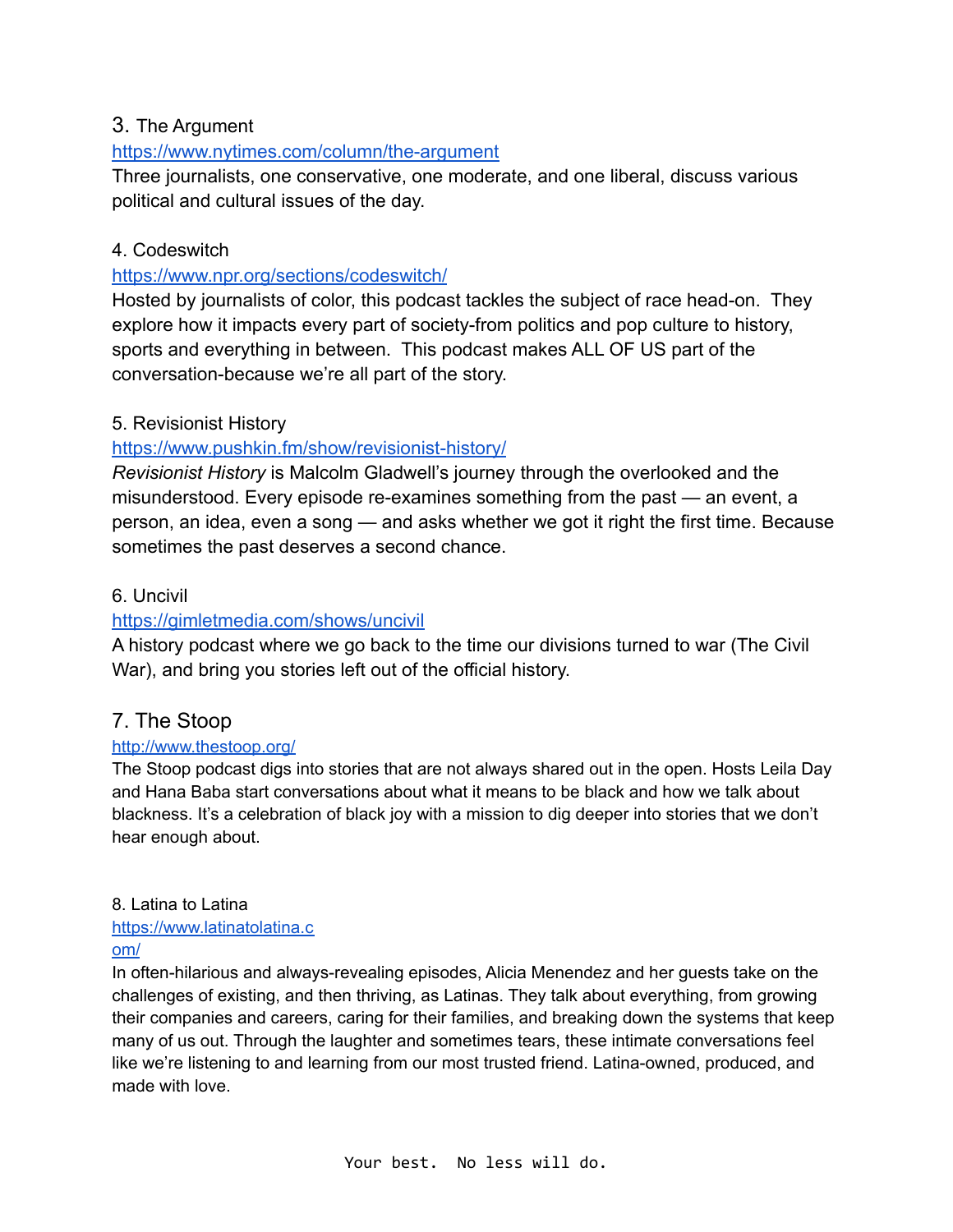3. The Argument

https://www.nytimes.com/column/the-argument

Three journalists, one conservative, one moderate, and one liberal, discuss various political and cultural issues of the day.

4. Codeswitch

https://www.npr.org/sections/codeswitch/

Hosted by journalists of color, this podcast tackles the subject of race head-on. They explore how it impacts every part of society-from politics and pop culture to history, sports and everything in between. This podcast makes ALL OF US part of the conversation-because we're all part of the story.

5. Revisionist History

https://www.pushkin.fm/show/revisionist-history/

*Revisionist History* is Malcolm Gladwell's journey through the overlooked and the misunderstood. Every episode re-examines something from the past — an event, a person, an idea, even a song — and asks whether we got it right the first time. Because sometimes the past deserves a second chance.

6. Uncivil

https://gimletmedia.com/shows/uncivil

A history podcast where we go back to the time our divisions turned to war (The Civil War), and bring you stories left out of the official history.

7. The Stoop

http://www.thestoop.org/

The Stoop podcast digs into stories that are not always shared out in the open. Hosts Leila Day and Hana Baba start conversations about what it means to be black and how we talk about blackness. It's a celebration of black joy with a mission to dig deeper into stories that we don't hear enough about.

8. Latina to Latina

https://www.latinatolatina.com/

In often-hilarious and always-revealing episodes, Alicia Menendez and her guests take on the challenges of existing, and then thriving, as Latinas. They talk about everything, from growing their companies and careers, caring for their families, and breaking down the systems that keep many of us out. Through the laughter and sometimes tears, these intimate conversations feel like we're listening to and learning from our most trusted friend. Latina-owned, produced, and made with love.

Your best. No less will do.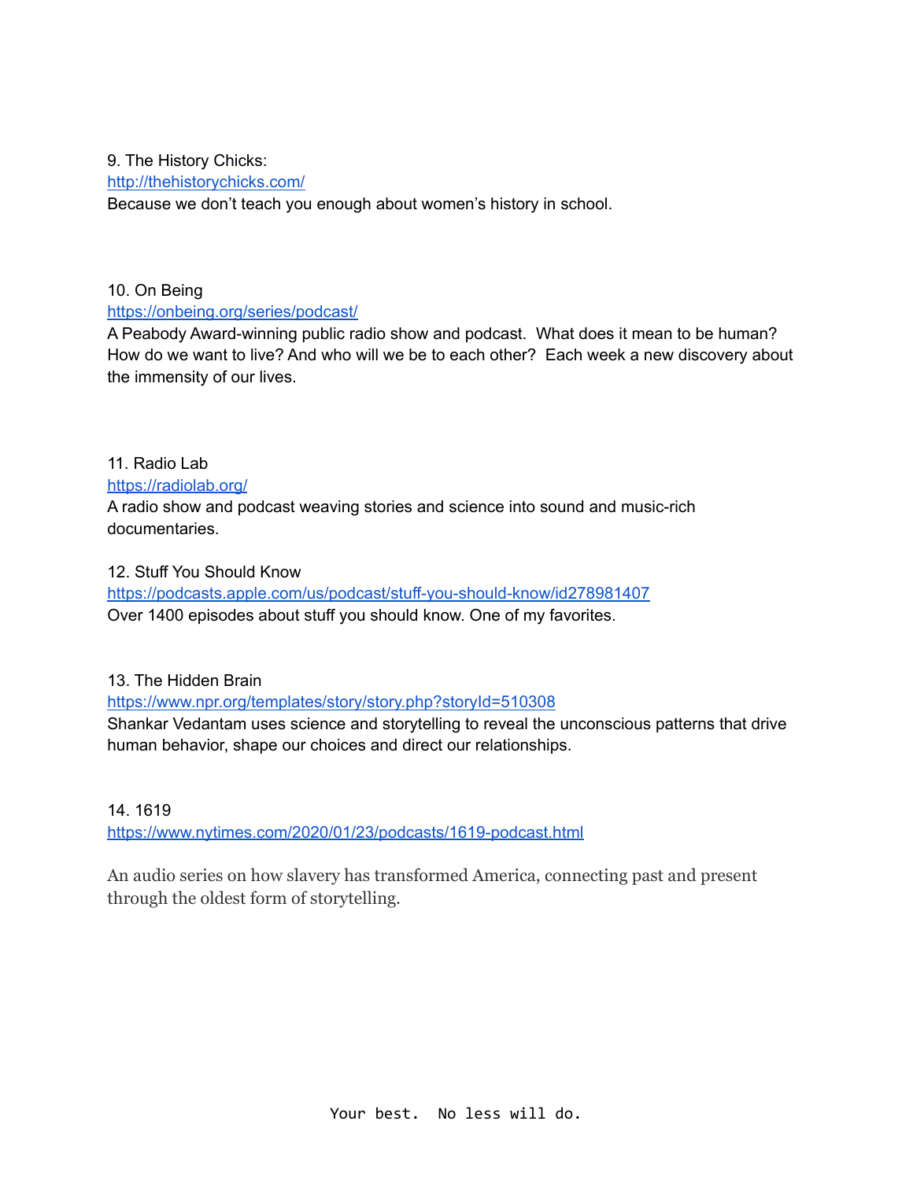9. The History Chicks:
http://thehistorychicks.com/
Because we don't teach you enough about women's history in school.

10. On Being
https://onbeing.org/series/podcast/
A Peabody Award-winning public radio show and podcast. What does it mean to be human? How do we want to live? And who will we be to each other? Each week a new discovery about the immensity of our lives.

11. Radio Lab
https://radiolab.org/
A radio show and podcast weaving stories and science into sound and music-rich documentaries.

12. Stuff You Should Know
https://podcasts.apple.com/us/podcast/stuff-you-should-know/id278981407
Over 1400 episodes about stuff you should know. One of my favorites.

13. The Hidden Brain
https://www.npr.org/templates/story/story.php?storyId=510308
Shankar Vedantam uses science and storytelling to reveal the unconscious patterns that drive human behavior, shape our choices and direct our relationships.

14. 1619
https://www.nytimes.com/2020/01/23/podcasts/1619-podcast.html

An audio series on how slavery has transformed America, connecting past and present through the oldest form of storytelling.

Your best. No less will do.